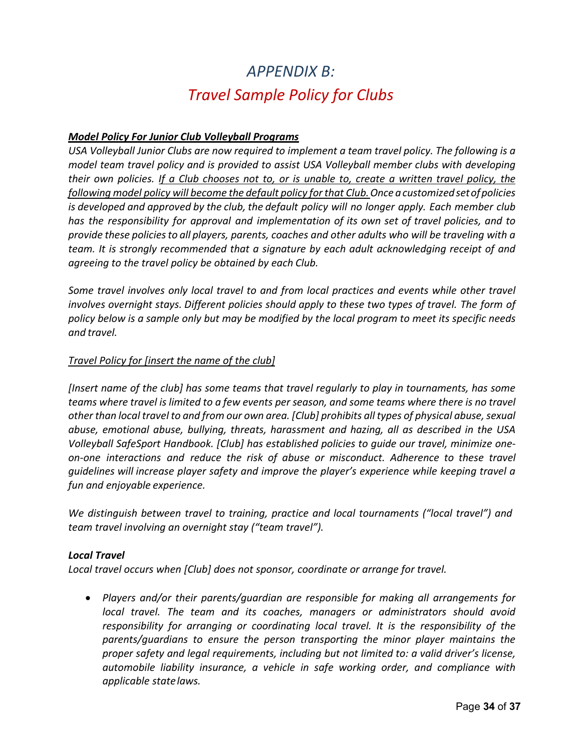# *APPENDIX B:*

# *Travel Sample Policy for Clubs*

***Model Policy For Junior Club Volleyball Programs***

*USA Volleyball Junior Clubs are now required to implement a team travel policy. The following is a model team travel policy and is provided to assist USA Volleyball member clubs with developing their own policies. If a Club chooses not to, or is unable to, create a written travel policy, the following model policy will become the default policy for that Club. Once a customized set of policies is developed and approved by the club, the default policy will no longer apply. Each member club has the responsibility for approval and implementation of its own set of travel policies, and to provide these policies to all players, parents, coaches and other adults who will be traveling with a team. It is strongly recommended that a signature by each adult acknowledging receipt of and agreeing to the travel policy be obtained by each Club.*

*Some travel involves only local travel to and from local practices and events while other travel involves overnight stays. Different policies should apply to these two types of travel. The form of policy below is a sample only but may be modified by the local program to meet its specific needs and travel.*

*Travel Policy for [insert the name of the club]*

*[Insert name of the club] has some teams that travel regularly to play in tournaments, has some teams where travel is limited to a few events per season, and some teams where there is no travel other than local travel to and from our own area. [Club] prohibits all types of physical abuse, sexual abuse, emotional abuse, bullying, threats, harassment and hazing, all as described in the USA Volleyball SafeSport Handbook. [Club] has established policies to guide our travel, minimize one-on-one interactions and reduce the risk of abuse or misconduct. Adherence to these travel guidelines will increase player safety and improve the player's experience while keeping travel a fun and enjoyable experience.*

*We distinguish between travel to training, practice and local tournaments ("local travel") and team travel involving an overnight stay ("team travel").*

***Local Travel***

*Local travel occurs when [Club] does not sponsor, coordinate or arrange for travel.*

- *Players and/or their parents/guardian are responsible for making all arrangements for local travel. The team and its coaches, managers or administrators should avoid responsibility for arranging or coordinating local travel. It is the responsibility of the parents/guardians to ensure the person transporting the minor player maintains the proper safety and legal requirements, including but not limited to: a valid driver's license, automobile liability insurance, a vehicle in safe working order, and compliance with applicable state laws.*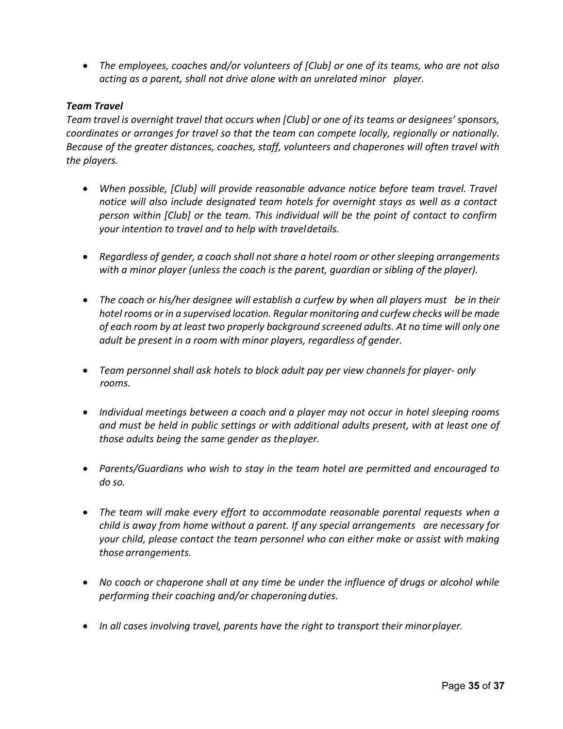- *The employees, coaches and/or volunteers of [Club] or one of its teams, who are not also acting as a parent, shall not drive alone with an unrelated minor player.*

***Team Travel***

*Team travel is overnight travel that occurs when [Club] or one of its teams or designees' sponsors, coordinates or arranges for travel so that the team can compete locally, regionally or nationally. Because of the greater distances, coaches, staff, volunteers and chaperones will often travel with the players.*

- *When possible, [Club] will provide reasonable advance notice before team travel. Travel notice will also include designated team hotels for overnight stays as well as a contact person within [Club] or the team. This individual will be the point of contact to confirm your intention to travel and to help with travel details.*

- *Regardless of gender, a coach shall not share a hotel room or other sleeping arrangements with a minor player (unless the coach is the parent, guardian or sibling of the player).*

- *The coach or his/her designee will establish a curfew by when all players must be in their hotel rooms or in a supervised location. Regular monitoring and curfew checks will be made of each room by at least two properly background screened adults. At no time will only one adult be present in a room with minor players, regardless of gender.*

- *Team personnel shall ask hotels to block adult pay per view channels for player- only rooms.*

- *Individual meetings between a coach and a player may not occur in hotel sleeping rooms and must be held in public settings or with additional adults present, with at least one of those adults being the same gender as the player.*

- *Parents/Guardians who wish to stay in the team hotel are permitted and encouraged to do so.*

- *The team will make every effort to accommodate reasonable parental requests when a child is away from home without a parent. If any special arrangements are necessary for your child, please contact the team personnel who can either make or assist with making those arrangements.*

- *No coach or chaperone shall at any time be under the influence of drugs or alcohol while performing their coaching and/or chaperoning duties.*

- *In all cases involving travel, parents have the right to transport their minor player.*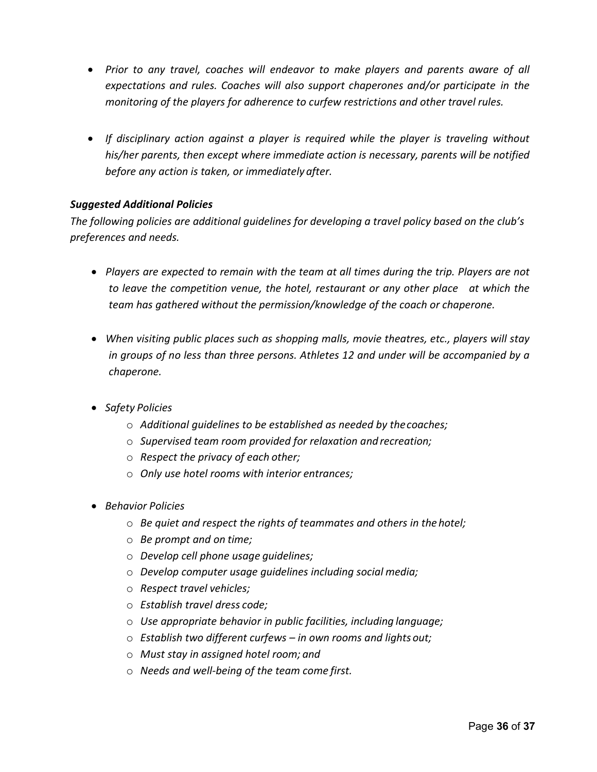- *Prior to any travel, coaches will endeavor to make players and parents aware of all expectations and rules. Coaches will also support chaperones and/or participate in the monitoring of the players for adherence to curfew restrictions and other travel rules.*

- *If disciplinary action against a player is required while the player is traveling without his/her parents, then except where immediate action is necessary, parents will be notified before any action is taken, or immediately after.*

***Suggested Additional Policies***

*The following policies are additional guidelines for developing a travel policy based on the club's preferences and needs.*

- *Players are expected to remain with the team at all times during the trip. Players are not to leave the competition venue, the hotel, restaurant or any other place at which the team has gathered without the permission/knowledge of the coach or chaperone.*

- *When visiting public places such as shopping malls, movie theatres, etc., players will stay in groups of no less than three persons. Athletes 12 and under will be accompanied by a chaperone.*

- *Safety Policies*
    - *Additional guidelines to be established as needed by the coaches;*
    - *Supervised team room provided for relaxation and recreation;*
    - *Respect the privacy of each other;*
    - *Only use hotel rooms with interior entrances;*

- *Behavior Policies*
    - *Be quiet and respect the rights of teammates and others in the hotel;*
    - *Be prompt and on time;*
    - *Develop cell phone usage guidelines;*
    - *Develop computer usage guidelines including social media;*
    - *Respect travel vehicles;*
    - *Establish travel dress code;*
    - *Use appropriate behavior in public facilities, including language;*
    - *Establish two different curfews – in own rooms and lights out;*
    - *Must stay in assigned hotel room; and*
    - *Needs and well-being of the team come first.*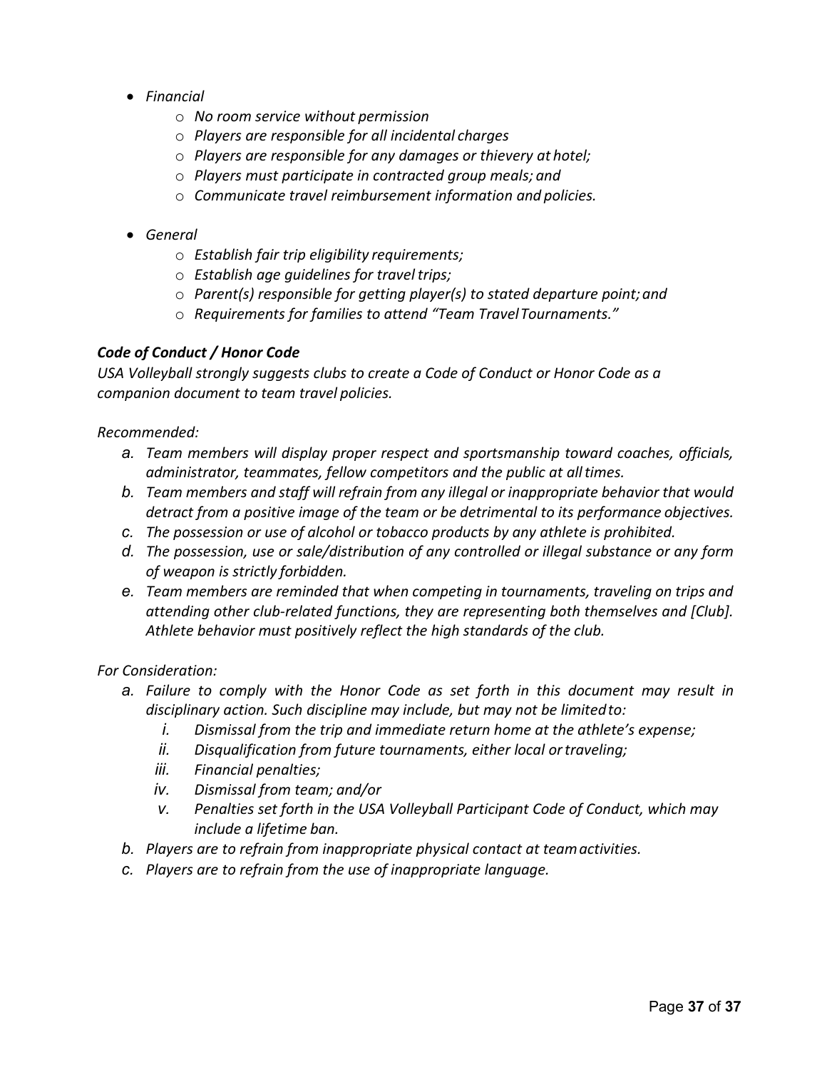- *Financial*
    - *No room service without permission*
    - *Players are responsible for all incidental charges*
    - *Players are responsible for any damages or thievery at hotel;*
    - *Players must participate in contracted group meals; and*
    - *Communicate travel reimbursement information and policies.*

- *General*
    - *Establish fair trip eligibility requirements;*
    - *Establish age guidelines for travel trips;*
    - *Parent(s) responsible for getting player(s) to stated departure point; and*
    - *Requirements for families to attend "Team Travel Tournaments."*

***Code of Conduct / Honor Code***

*USA Volleyball strongly suggests clubs to create a Code of Conduct or Honor Code as a companion document to team travel policies.*

*Recommended:*

a. *Team members will display proper respect and sportsmanship toward coaches, officials, administrator, teammates, fellow competitors and the public at all times.*
b. *Team members and staff will refrain from any illegal or inappropriate behavior that would detract from a positive image of the team or be detrimental to its performance objectives.*
c. *The possession or use of alcohol or tobacco products by any athlete is prohibited.*
d. *The possession, use or sale/distribution of any controlled or illegal substance or any form of weapon is strictly forbidden.*
e. *Team members are reminded that when competing in tournaments, traveling on trips and attending other club-related functions, they are representing both themselves and [Club]. Athlete behavior must positively reflect the high standards of the club.*

*For Consideration:*

a. *Failure to comply with the Honor Code as set forth in this document may result in disciplinary action. Such discipline may include, but may not be limited to:*
    i. *Dismissal from the trip and immediate return home at the athlete's expense;*
    ii. *Disqualification from future tournaments, either local or traveling;*
    iii. *Financial penalties;*
    iv. *Dismissal from team; and/or*
    v. *Penalties set forth in the USA Volleyball Participant Code of Conduct, which may include a lifetime ban.*
b. *Players are to refrain from inappropriate physical contact at team activities.*
c. *Players are to refrain from the use of inappropriate language.*